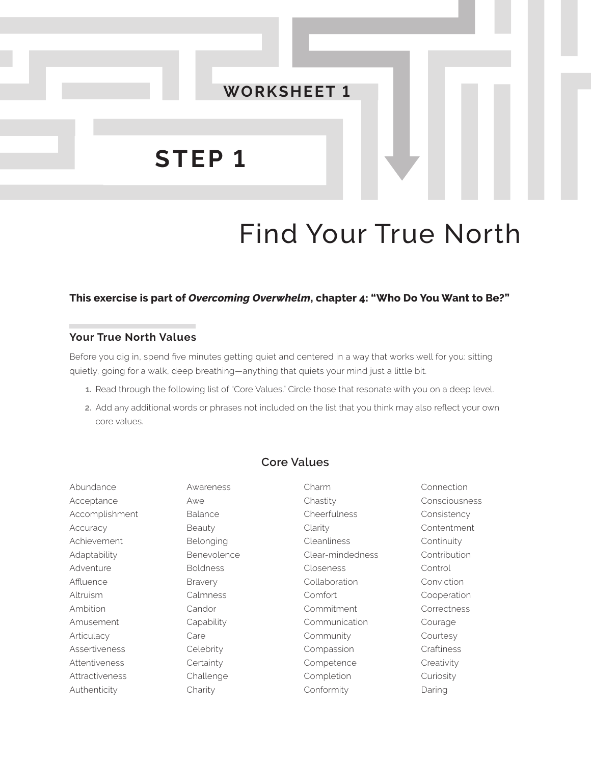WORKSHEET 1

# STEP 1

# Find Your True North

**This exercise is part of *Overcoming Overwhelm*, chapter 4: "Who Do You Want to Be?"**

## Your True North Values

Before you dig in, spend five minutes getting quiet and centered in a way that works well for you: sitting quietly, going for a walk, deep breathing—anything that quiets your mind just a little bit.

1. Read through the following list of "Core Values." Circle those that resonate with you on a deep level.
2. Add any additional words or phrases not included on the list that you think may also reflect your own core values.

### Core Values

Abundance
Acceptance
Accomplishment
Accuracy
Achievement
Adaptability
Adventure
Affluence
Altruism
Ambition
Amusement
Articulacy
Assertiveness
Attentiveness
Attractiveness
Authenticity
Awareness
Awe
Balance
Beauty
Belonging
Benevolence
Boldness
Bravery
Calmness
Candor
Capability
Care
Celebrity
Certainty
Challenge
Charity
Charm
Chastity
Cheerfulness
Clarity
Cleanliness
Clear-mindedness
Closeness
Collaboration
Comfort
Commitment
Communication
Community
Compassion
Competence
Completion
Conformity
Connection
Consciousness
Consistency
Contentment
Continuity
Contribution
Control
Conviction
Cooperation
Correctness
Courage
Courtesy
Craftiness
Creativity
Curiosity
Daring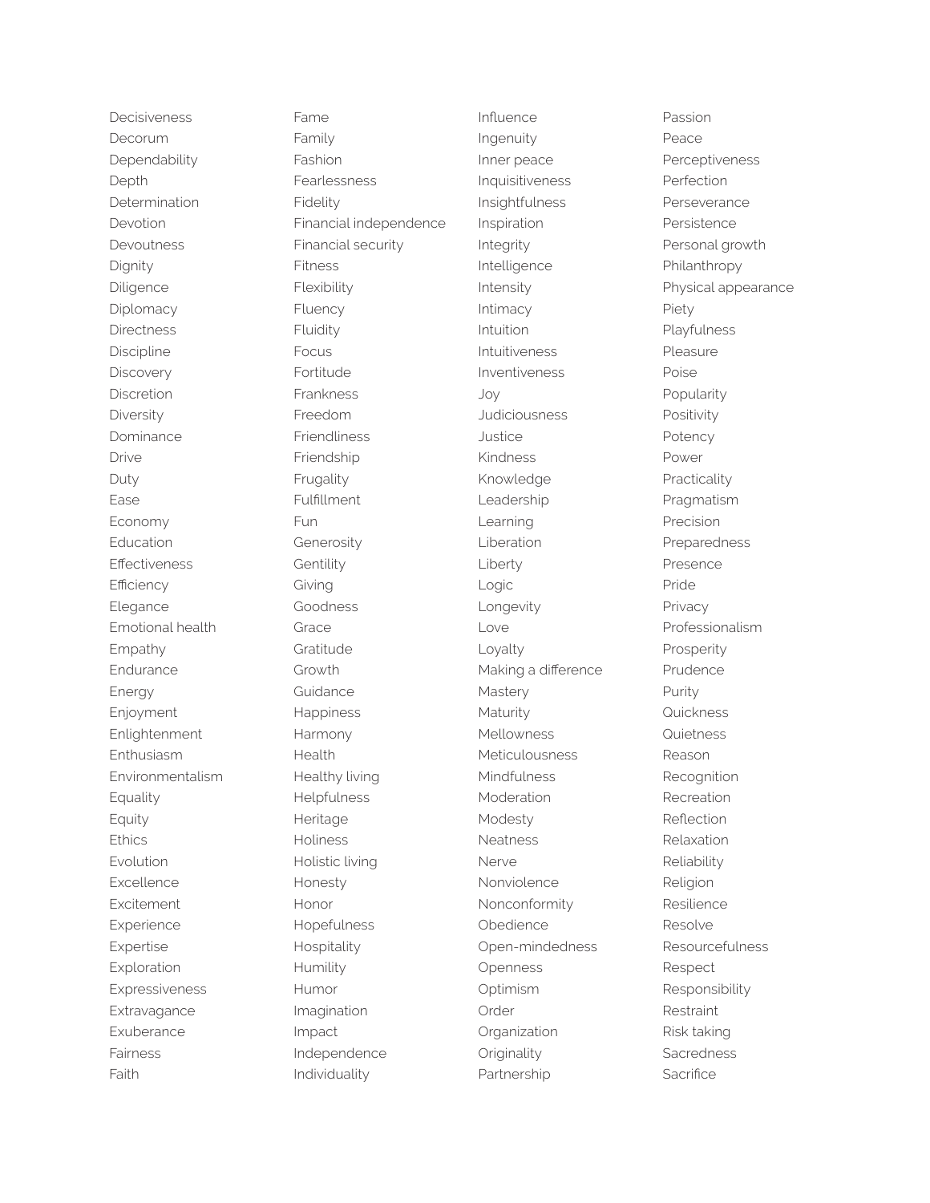Decisiveness
Decorum
Dependability
Depth
Determination
Devotion
Devoutness
Dignity
Diligence
Diplomacy
Directness
Discipline
Discovery
Discretion
Diversity
Dominance
Drive
Duty
Ease
Economy
Education
Effectiveness
Efficiency
Elegance
Emotional health
Empathy
Endurance
Energy
Enjoyment
Enlightenment
Enthusiasm
Environmentalism
Equality
Equity
Ethics
Evolution
Excellence
Excitement
Experience
Expertise
Exploration
Expressiveness
Extravagance
Exuberance
Fairness
Faith

Fame
Family
Fashion
Fearlessness
Fidelity
Financial independence
Financial security
Fitness
Flexibility
Fluency
Fluidity
Focus
Fortitude
Frankness
Freedom
Friendliness
Friendship
Frugality
Fulfillment
Fun
Generosity
Gentility
Giving
Goodness
Grace
Gratitude
Growth
Guidance
Happiness
Harmony
Health
Healthy living
Helpfulness
Heritage
Holiness
Holistic living
Honesty
Honor
Hopefulness
Hospitality
Humility
Humor
Imagination
Impact
Independence
Individuality

Influence
Ingenuity
Inner peace
Inquisitiveness
Insightfulness
Inspiration
Integrity
Intelligence
Intensity
Intimacy
Intuition
Intuitiveness
Inventiveness
Joy
Judiciousness
Justice
Kindness
Knowledge
Leadership
Learning
Liberation
Liberty
Logic
Longevity
Love
Loyalty
Making a difference
Mastery
Maturity
Mellowness
Meticulousness
Mindfulness
Moderation
Modesty
Neatness
Nerve
Nonviolence
Nonconformity
Obedience
Open-mindedness
Openness
Optimism
Order
Organization
Originality
Partnership

Passion
Peace
Perceptiveness
Perfection
Perseverance
Persistence
Personal growth
Philanthropy
Physical appearance
Piety
Playfulness
Pleasure
Poise
Popularity
Positivity
Potency
Power
Practicality
Pragmatism
Precision
Preparedness
Presence
Pride
Privacy
Professionalism
Prosperity
Prudence
Purity
Quickness
Quietness
Reason
Recognition
Recreation
Reflection
Relaxation
Reliability
Religion
Resilience
Resolve
Resourcefulness
Respect
Responsibility
Restraint
Risk taking
Sacredness
Sacrifice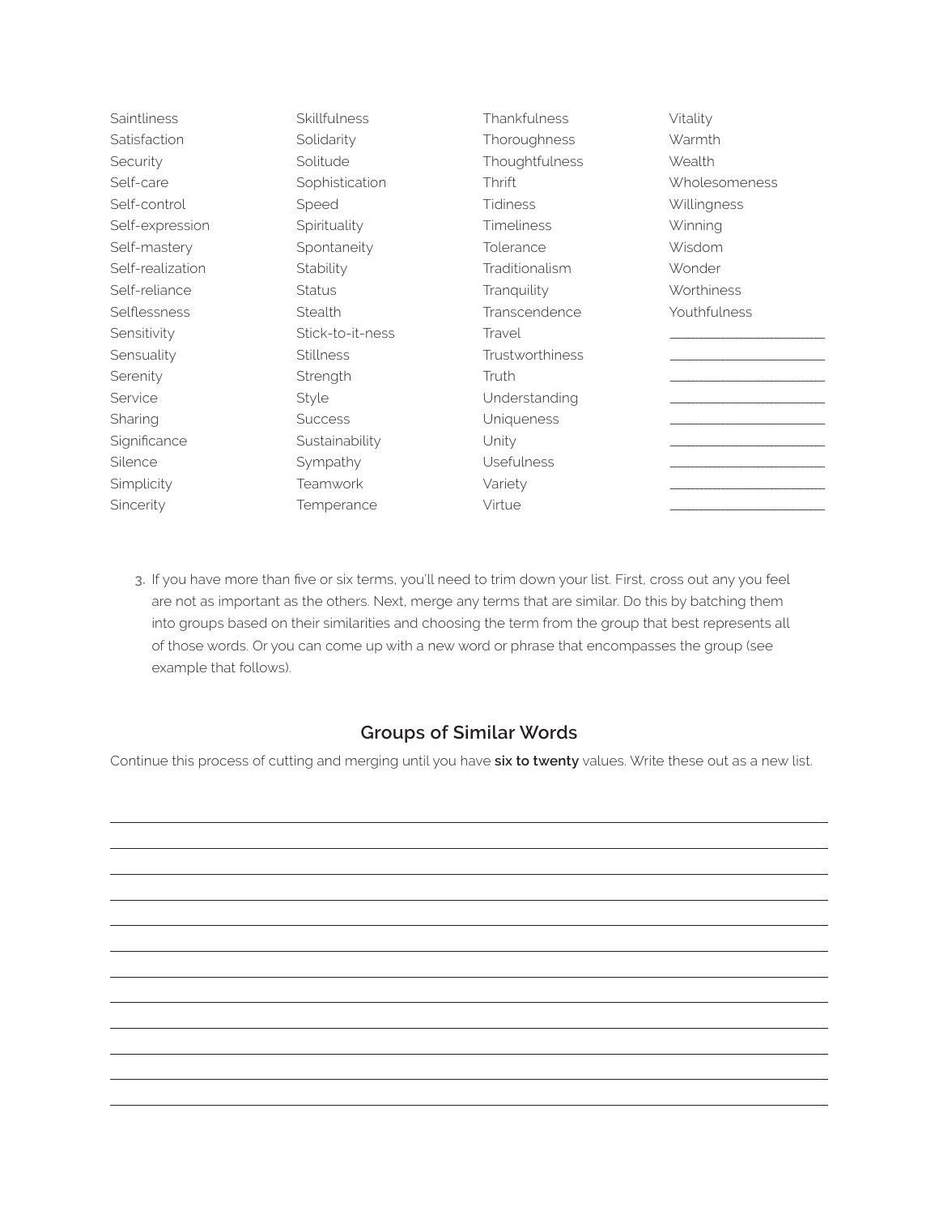Saintliness
Satisfaction
Security
Self-care
Self-control
Self-expression
Self-mastery
Self-realization
Self-reliance
Selflessness
Sensitivity
Sensuality
Serenity
Service
Sharing
Significance
Silence
Simplicity
Sincerity
Skillfulness
Solidarity
Solitude
Sophistication
Speed
Spirituality
Spontaneity
Stability
Status
Stealth
Stick-to-it-ness
Stillness
Strength
Style
Success
Sustainability
Sympathy
Teamwork
Temperance
Thankfulness
Thoroughness
Thoughtfulness
Thrift
Tidiness
Timeliness
Tolerance
Traditionalism
Tranquility
Transcendence
Travel
Trustworthiness
Truth
Understanding
Uniqueness
Unity
Usefulness
Variety
Virtue
Vitality
Warmth
Wealth
Wholesomeness
Willingness
Winning
Wisdom
Wonder
Worthiness
Youthfulness
______________________
______________________
______________________
______________________
______________________
______________________
______________________
______________________
______________________

3. If you have more than five or six terms, you'll need to trim down your list. First, cross out any you feel are not as important as the others. Next, merge any terms that are similar. Do this by batching them into groups based on their similarities and choosing the term from the group that best represents all of those words. Or you can come up with a new word or phrase that encompasses the group (see example that follows).

## Groups of Similar Words

Continue this process of cutting and merging until you have **six to twenty** values. Write these out as a new list.

___________________________________________________________________________
___________________________________________________________________________
___________________________________________________________________________
___________________________________________________________________________
___________________________________________________________________________
___________________________________________________________________________
___________________________________________________________________________
___________________________________________________________________________
___________________________________________________________________________
___________________________________________________________________________
___________________________________________________________________________
___________________________________________________________________________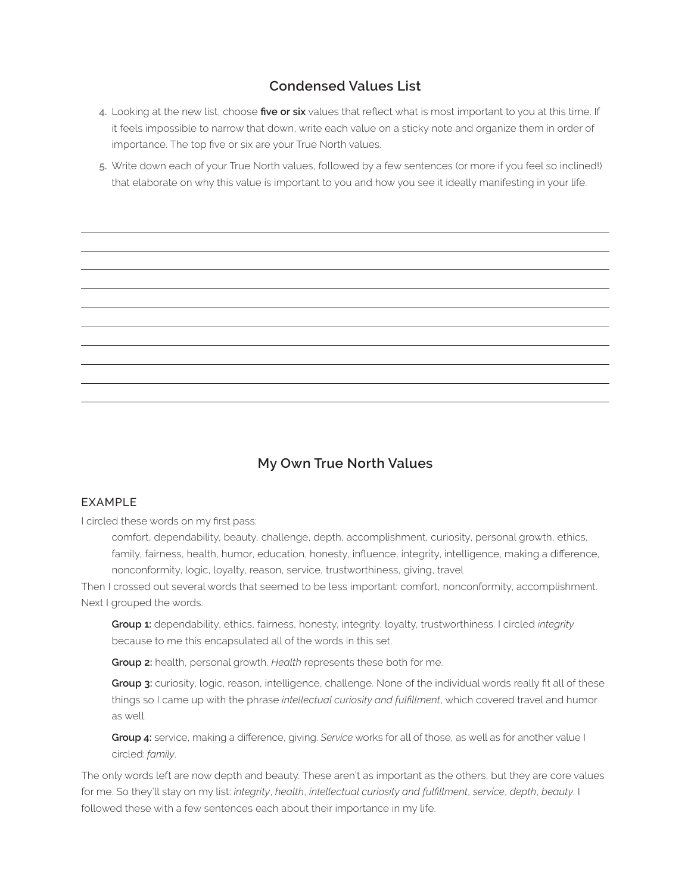## Condensed Values List

4. Looking at the new list, choose **five or six** values that reflect what is most important to you at this time. If it feels impossible to narrow that down, write each value on a sticky note and organize them in order of importance. The top five or six are your True North values.
5. Write down each of your True North values, followed by a few sentences (or more if you feel so inclined!) that elaborate on why this value is important to you and how you see it ideally manifesting in your life.

## My Own True North Values

### EXAMPLE

I circled these words on my first pass:

> comfort, dependability, beauty, challenge, depth, accomplishment, curiosity, personal growth, ethics, family, fairness, health, humor, education, honesty, influence, integrity, intelligence, making a difference, nonconformity, logic, loyalty, reason, service, trustworthiness, giving, travel

Then I crossed out several words that seemed to be less important: comfort, nonconformity, accomplishment. Next I grouped the words.

> **Group 1:** dependability, ethics, fairness, honesty, integrity, loyalty, trustworthiness. I circled *integrity* because to me this encapsulated all of the words in this set.
>
> **Group 2:** health, personal growth. *Health* represents these both for me.
>
> **Group 3:** curiosity, logic, reason, intelligence, challenge. None of the individual words really fit all of these things so I came up with the phrase *intellectual curiosity and fulfillment*, which covered travel and humor as well.
>
> **Group 4:** service, making a difference, giving. *Service* works for all of those, as well as for another value I circled: *family*.

The only words left are now depth and beauty. These aren't as important as the others, but they are core values for me. So they'll stay on my list: *integrity*, *health*, *intellectual curiosity and fulfillment*, *service*, *depth*, *beauty*. I followed these with a few sentences each about their importance in my life.